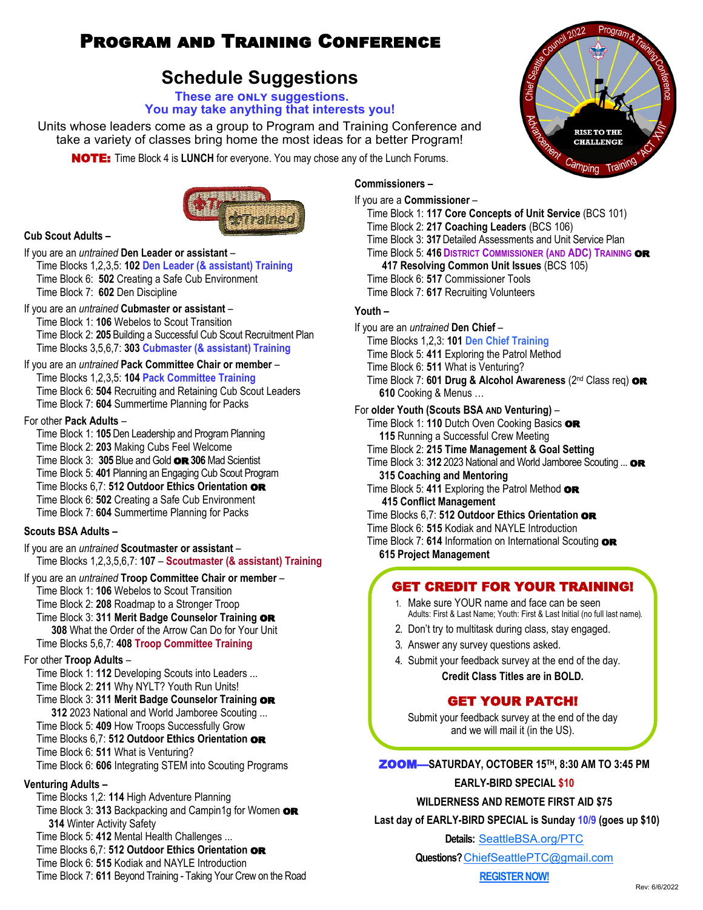# Program and Training Conference

## Schedule Suggestions

**These are ONLY suggestions.**
**You may take anything that interests you!**

Units whose leaders come as a group to Program and Training Conference and take a variety of classes bring home the most ideas for a better Program!

**NOTE:** Time Block 4 is **LUNCH** for everyone. You may chose any of the Lunch Forums.

### Cub Scout Adults –

If you are an *untrained* **Den Leader or assistant** –
- Time Blocks 1,2,3,5: **102 Den Leader (& assistant) Training**
- Time Block 6: **502** Creating a Safe Cub Environment
- Time Block 7: **602** Den Discipline

If you are an *untrained* **Cubmaster or assistant** –
- Time Block 1: **106** Webelos to Scout Transition
- Time Block 2: **205** Building a Successful Cub Scout Recruitment Plan
- Time Blocks 3,5,6,7: **303 Cubmaster (& assistant) Training**

If you are an *untrained* **Pack Committee Chair or member** –
- Time Blocks 1,2,3,5: **104 Pack Committee Training**
- Time Block 6: **504** Recruiting and Retaining Cub Scout Leaders
- Time Block 7: **604** Summertime Planning for Packs

For other **Pack Adults** –
- Time Block 1: **105** Den Leadership and Program Planning
- Time Block 2: **203** Making Cubs Feel Welcome
- Time Block 3: **305** Blue and Gold **OR** **306** Mad Scientist
- Time Block 5: **401** Planning an Engaging Cub Scout Program
- Time Blocks 6,7: **512 Outdoor Ethics Orientation** **OR**
- Time Block 6: **502** Creating a Safe Cub Environment
- Time Block 7: **604** Summertime Planning for Packs

### Scouts BSA Adults –

If you are an *untrained* **Scoutmaster or assistant** –
- Time Blocks 1,2,3,5,6,7: **107** – **Scoutmaster (& assistant) Training**

If you are an *untrained* **Troop Committee Chair or member** –
- Time Block 1: **106** Webelos to Scout Transition
- Time Block 2: **208** Roadmap to a Stronger Troop
- Time Block 3: **311 Merit Badge Counselor Training** **OR** **308** What the Order of the Arrow Can Do for Your Unit
- Time Blocks 5,6,7: **408 Troop Committee Training**

For other **Troop Adults** –
- Time Block 1: **112** Developing Scouts into Leaders ...
- Time Block 2: **211** Why NYLT? Youth Run Units!
- Time Block 3: **311 Merit Badge Counselor Training** **OR** **312** 2023 National and World Jamboree Scouting ...
- Time Block 5: **409** How Troops Successfully Grow
- Time Blocks 6,7: **512 Outdoor Ethics Orientation** **OR**
- Time Block 6: **511** What is Venturing?
- Time Block 7: **606** Integrating STEM into Scouting Programs

### Venturing Adults –
- Time Blocks 1,2: **114** High Adventure Planning
- Time Block 3: **313** Backpacking and Campin1g for Women **OR** **314** Winter Activity Safety
- Time Block 5: **412** Mental Health Challenges ...
- Time Blocks 6,7: **512 Outdoor Ethics Orientation** **OR**
- Time Block 6: **515** Kodiak and NAYLE Introduction
- Time Block 7: **611** Beyond Training - Taking Your Crew on the Road

### Commissioners –

If you are a **Commissioner** –
- Time Block 1: **117 Core Concepts of Unit Service** (BCS 101)
- Time Block 2: **217 Coaching Leaders** (BCS 106)
- Time Block 3: **317** Detailed Assessments and Unit Service Plan
- Time Block 5: **416 District Commissioner (and ADC) Training** **OR** **417 Resolving Common Unit Issues** (BCS 105)
- Time Block 6: **517** Commissioner Tools
- Time Block 7: **617** Recruiting Volunteers

### Youth –

If you are an *untrained* **Den Chief** –
- Time Blocks 1,2,3: **101 Den Chief Training**
- Time Block 5: **411** Exploring the Patrol Method
- Time Block 6: **511** What is Venturing?
- Time Block 7: **601 Drug & Alcohol Awareness** (2nd Class req) **OR** **610** Cooking & Menus …

For **older Youth (Scouts BSA and Venturing)** –
- Time Block 1: **110** Dutch Oven Cooking Basics **OR** **115** Running a Successful Crew Meeting
- Time Block 2: **215 Time Management & Goal Setting**
- Time Block 3: **312** 2023 National and World Jamboree Scouting ... **OR** **315 Coaching and Mentoring**
- Time Block 5: **411** Exploring the Patrol Method **OR** **415 Conflict Management**
- Time Blocks 6,7: **512 Outdoor Ethics Orientation** **OR**
- Time Block 6: **515** Kodiak and NAYLE Introduction
- Time Block 7: **614** Information on International Scouting **OR** **615 Project Management**

### GET CREDIT FOR YOUR TRAINING!

1. Make sure YOUR name and face can be seen
   Adults: First & Last Name; Youth: First & Last Initial (no full last name).
2. Don't try to multitask during class, stay engaged.
3. Answer any survey questions asked.
4. Submit your feedback survey at the end of the day.

**Credit Class Titles are in BOLD.**

### GET YOUR PATCH!

Submit your feedback survey at the end of the day and we will mail it (in the US).

**ZOOM—SATURDAY, OCTOBER 15TH, 8:30 AM TO 3:45 PM**

**EARLY-BIRD SPECIAL $10**

**WILDERNESS AND REMOTE FIRST AID $75**

**Last day of EARLY-BIRD SPECIAL is Sunday 10/9 (goes up $10)**

**Details:** SeattleBSA.org/PTC

**Questions?** ChiefSeattlePTC@gmail.com

**REGISTER NOW!**

Rev: 6/6/2022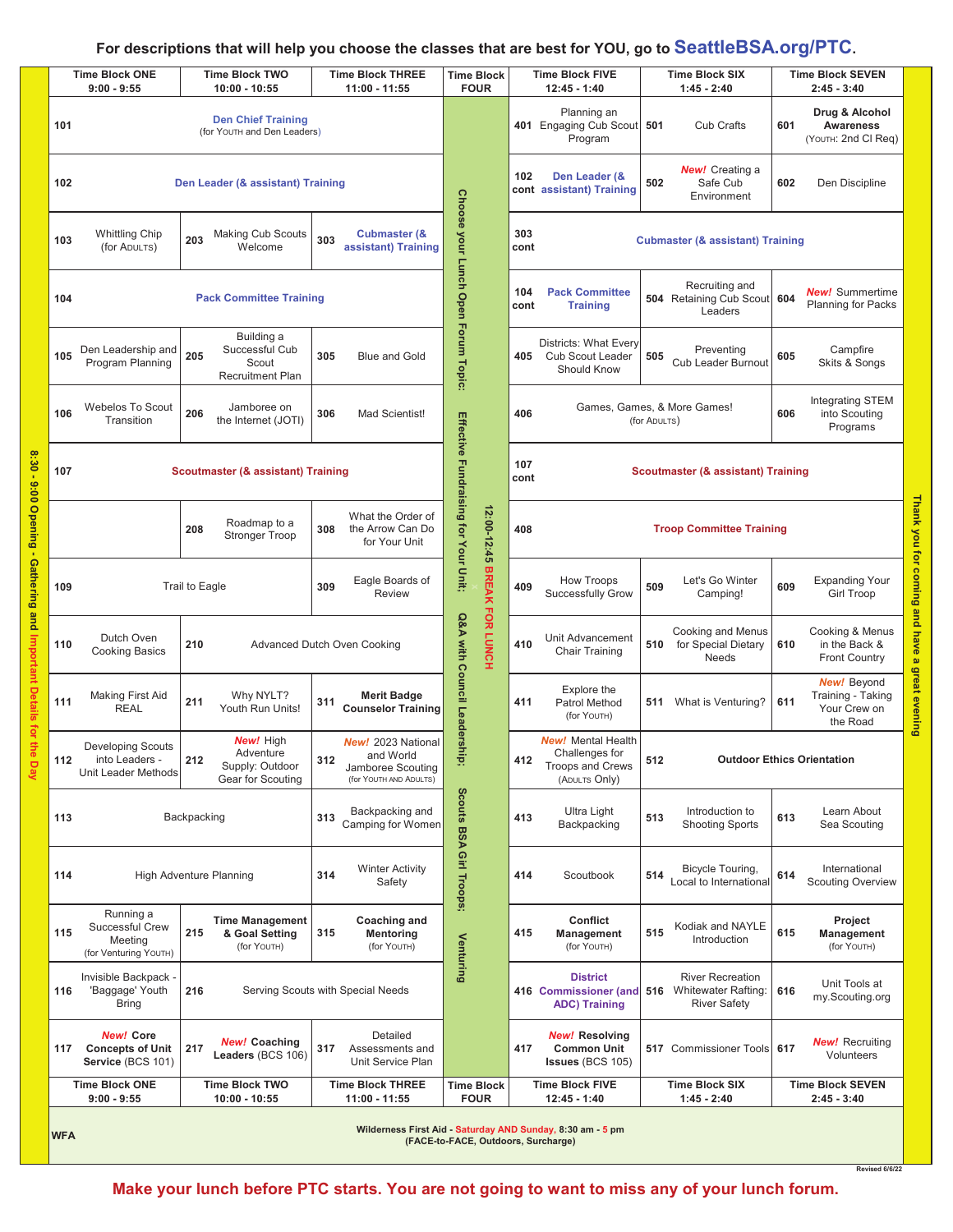For descriptions that will help you choose the classes that are best for YOU, go to **SeattleBSA.org/PTC**.

8:30 - 9:00 Opening - Gathering and Important Details for the Day

| Time Block ONE 9:00 - 9:55 | Time Block TWO 10:00 - 10:55 | Time Block THREE 11:00 - 11:55 | Time Block FOUR | Time Block FIVE 12:45 - 1:40 | Time Block SIX 1:45 - 2:40 | Time Block SEVEN 2:45 - 3:40 |
|---|---|---|---|---|---|---|
| 101 **Den Chief Training** (for YOUTH and Den Leaders) | | | 12:00-12:45 BREAK FOR LUNCH | 401 Planning an Engaging Cub Scout Program | 501 Cub Crafts | 601 **Drug & Alcohol Awareness** (YOUTH: 2nd Cl Req) |
| 102 **Den Leader (& assistant) Training** | | | | 102 cont **Den Leader (& assistant) Training** | 502 ***New!*** Creating a Safe Cub Environment | 602 Den Discipline |
| 103 Whittling Chip (for ADULTS) | 203 Making Cub Scouts Welcome | 303 **Cubmaster (& assistant) Training** | | 303 cont **Cubmaster (& assistant) Training** | | |
| 104 **Pack Committee Training** | | | | 104 cont **Pack Committee Training** | 504 Recruiting and Retaining Cub Scout Leaders | 604 ***New!*** Summertime Planning for Packs |
| 105 Den Leadership and Program Planning | 205 Building a Successful Cub Scout Recruitment Plan | 305 Blue and Gold | | 405 Districts: What Every Cub Scout Leader Should Know | 505 Preventing Cub Leader Burnout | 605 Campfire Skits & Songs |
| 106 Webelos To Scout Transition | 206 Jamboree on the Internet (JOTI) | 306 Mad Scientist! | | 406 Games, Games, & More Games! (for ADULTS) | | 606 Integrating STEM into Scouting Programs |
| 107 **Scoutmaster (& assistant) Training** | | | | 107 cont **Scoutmaster (& assistant) Training** | | |
| | 208 Roadmap to a Stronger Troop | 308 What the Order of the Arrow Can Do for Your Unit | | 408 **Troop Committee Training** | | |
| 109 Trail to Eagle | | 309 Eagle Boards of Review | | 409 How Troops Successfully Grow | 509 Let's Go Winter Camping! | 609 Expanding Your Girl Troop |
| 110 Dutch Oven Cooking Basics | 210 Advanced Dutch Oven Cooking | | | 410 Unit Advancement Chair Training | 510 Cooking and Menus for Special Dietary Needs | 610 Cooking & Menus in the Back & Front Country |
| 111 Making First Aid REAL | 211 Why NYLT? Youth Run Units! | 311 **Merit Badge Counselor Training** | | 411 Explore the Patrol Method (for YOUTH) | 511 What is Venturing? | 611 ***New!*** Beyond Training - Taking Your Crew on the Road |
| 112 Developing Scouts into Leaders - Unit Leader Methods | 212 ***New!*** High Adventure Supply: Outdoor Gear for Scouting | 312 ***New!*** 2023 National and World Jamboree Scouting (for YOUTH AND ADULTS) | | 412 ***New!*** Mental Health Challenges for Troops and Crews (ADULTS Only) | 512 **Outdoor Ethics Orientation** | |
| 113 Backpacking | | 313 Backpacking and Camping for Women | | 413 Ultra Light Backpacking | 513 Introduction to Shooting Sports | 613 Learn About Sea Scouting |
| 114 High Adventure Planning | | 314 Winter Activity Safety | | 414 Scoutbook | 514 Bicycle Touring, Local to International | 614 International Scouting Overview |
| 115 Running a Successful Crew Meeting (for Venturing YOUTH) | 215 **Time Management & Goal Setting** (for YOUTH) | 315 **Coaching and Mentoring** (for YOUTH) | | 415 **Conflict Management** (for YOUTH) | 515 Kodiak and NAYLE Introduction | 615 **Project Management** (for YOUTH) |
| 116 Invisible Backpack - 'Baggage' Youth Bring | 216 Serving Scouts with Special Needs | | | 416 **District Commissioner (and ADC) Training** | 516 River Recreation Whitewater Rafting: River Safety | 616 Unit Tools at my.Scouting.org |
| 117 ***New!*** **Core Concepts of Unit Service** (BCS 101) | 217 ***New!*** **Coaching Leaders** (BCS 106) | 317 Detailed Assessments and Unit Service Plan | | 417 ***New!*** **Resolving Common Unit Issues** (BCS 105) | 517 Commissioner Tools | 617 ***New!*** Recruiting Volunteers |
| Time Block ONE 9:00 - 9:55 | Time Block TWO 10:00 - 10:55 | Time Block THREE 11:00 - 11:55 | Time Block FOUR | Time Block FIVE 12:45 - 1:40 | Time Block SIX 1:45 - 2:40 | Time Block SEVEN 2:45 - 3:40 |

Time Block FOUR — Choose your Lunch Open Forum Topic: Effective Fundraising for Your Unit; Q&A with Council Leadership; Scouts BSA Girl Troops; Venturing

**WFA** — **Wilderness First Aid - Saturday AND Sunday, 8:30 am - 5 pm (FACE-to-FACE, Outdoors, Surcharge)**

Thank you for coming and have a great evening

Revised 6/6/22

**Make your lunch before PTC starts. You are not going to want to miss any of your lunch forum.**